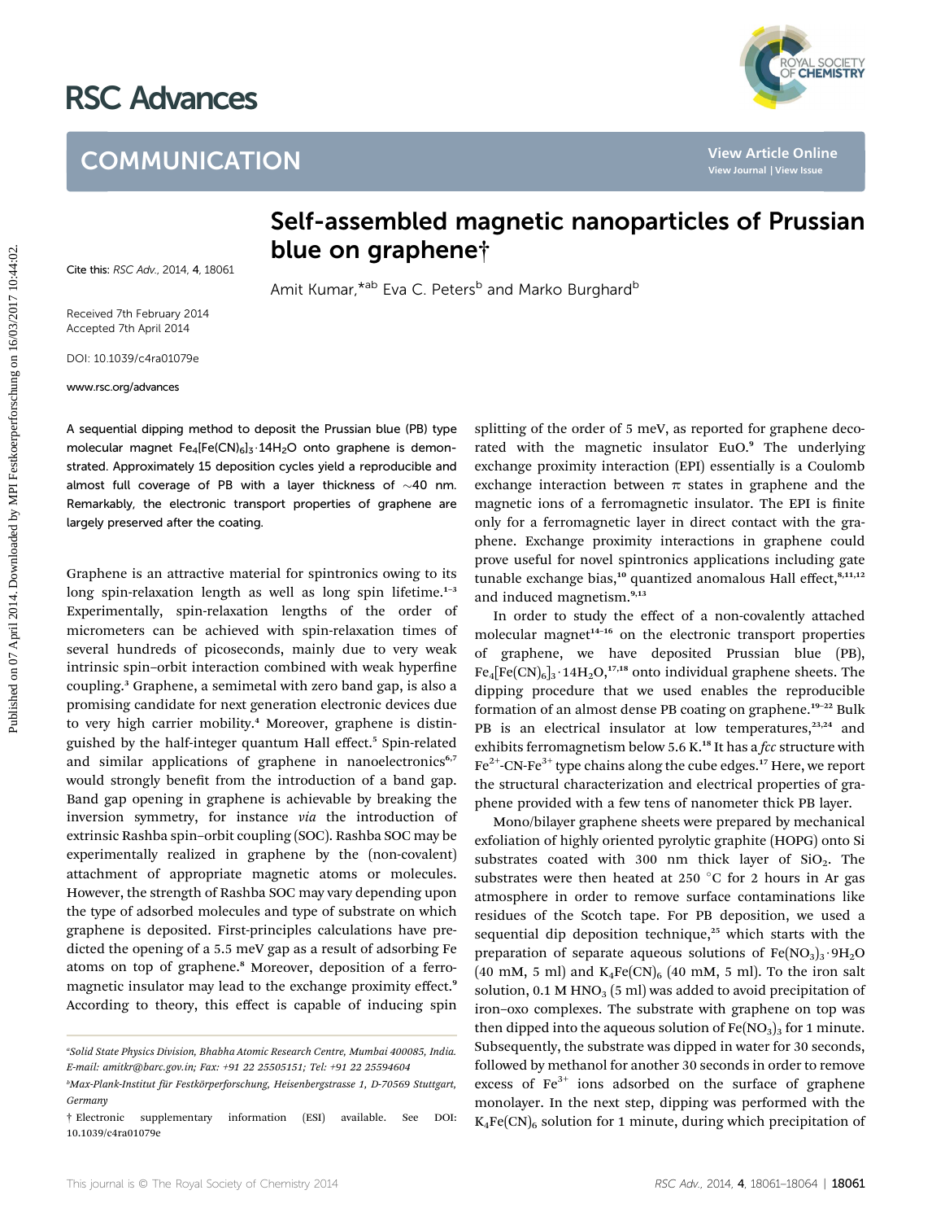# COMMUNICATION

# Self-assembled magnetic nanoparticles of Prussian blue on graphene†

Amit Kumar,*[ab] Eva C. Peters[b] and Marko Burghard[b]

Cite this: *RSC Adv.*, 2014, **4**, 18061

Received 7th February 2014
Accepted 7th April 2014

DOI: 10.1039/c4ra01079e

www.rsc.org/advances

A sequential dipping method to deposit the Prussian blue (PB) type molecular magnet $Fe_4[Fe(CN)_6]_3 \cdot 14H_2O$ onto graphene is demonstrated. Approximately 15 deposition cycles yield a reproducible and almost full coverage of PB with a layer thickness of ~40 nm. Remarkably, the electronic transport properties of graphene are largely preserved after the coating.

Graphene is an attractive material for spintronics owing to its long spin-relaxation length as well as long spin lifetime.[1–3] Experimentally, spin-relaxation lengths of the order of micrometers can be achieved with spin-relaxation times of several hundreds of picoseconds, mainly due to very weak intrinsic spin–orbit interaction combined with weak hyperfine coupling.[3] Graphene, a semimetal with zero band gap, is also a promising candidate for next generation electronic devices due to very high carrier mobility.[4] Moreover, graphene is distinguished by the half-integer quantum Hall effect.[5] Spin-related and similar applications of graphene in nanoelectronics[6,7] would strongly benefit from the introduction of a band gap. Band gap opening in graphene is achievable by breaking the inversion symmetry, for instance *via* the introduction of extrinsic Rashba spin–orbit coupling (SOC). Rashba SOC may be experimentally realized in graphene by the (non-covalent) attachment of appropriate magnetic atoms or molecules. However, the strength of Rashba SOC may vary depending upon the type of adsorbed molecules and type of substrate on which graphene is deposited. First-principles calculations have predicted the opening of a 5.5 meV gap as a result of adsorbing Fe atoms on top of graphene.[8] Moreover, deposition of a ferromagnetic insulator may lead to the exchange proximity effect.[9] According to theory, this effect is capable of inducing spin splitting of the order of 5 meV, as reported for graphene decorated with the magnetic insulator EuO.[9] The underlying exchange proximity interaction (EPI) essentially is a Coulomb exchange interaction between π states in graphene and the magnetic ions of a ferromagnetic insulator. The EPI is finite only for a ferromagnetic layer in direct contact with the graphene. Exchange proximity interactions in graphene could prove useful for novel spintronics applications including gate tunable exchange bias,[10] quantized anomalous Hall effect,[8,11,12] and induced magnetism.[9,13]

In order to study the effect of a non-covalently attached molecular magnet[14–16] on the electronic transport properties of graphene, we have deposited Prussian blue (PB), $Fe_4[Fe(CN)_6]_3 \cdot 14H_2O$,[17,18] onto individual graphene sheets. The dipping procedure that we used enables the reproducible formation of an almost dense PB coating on graphene.[19–22] Bulk PB is an electrical insulator at low temperatures,[23,24] and exhibits ferromagnetism below 5.6 K.[18] It has a *fcc* structure with $Fe^{2+}$-CN-$Fe^{3+}$ type chains along the cube edges.[17] Here, we report the structural characterization and electrical properties of graphene provided with a few tens of nanometer thick PB layer.

Mono/bilayer graphene sheets were prepared by mechanical exfoliation of highly oriented pyrolytic graphite (HOPG) onto Si substrates coated with 300 nm thick layer of $SiO_2$. The substrates were then heated at 250 °C for 2 hours in Ar gas atmosphere in order to remove surface contaminations like residues of the Scotch tape. For PB deposition, we used a sequential dip deposition technique,[25] which starts with the preparation of separate aqueous solutions of $Fe(NO_3)_3 \cdot 9H_2O$ (40 mM, 5 ml) and $K_4Fe(CN)_6$ (40 mM, 5 ml). To the iron salt solution, 0.1 M $HNO_3$ (5 ml) was added to avoid precipitation of iron–oxo complexes. The substrate with graphene on top was then dipped into the aqueous solution of $Fe(NO_3)_3$ for 1 minute. Subsequently, the substrate was dipped in water for 30 seconds, followed by methanol for another 30 seconds in order to remove excess of $Fe^{3+}$ ions adsorbed on the surface of graphene monolayer. In the next step, dipping was performed with the $K_4Fe(CN)_6$ solution for 1 minute, during which precipitation of

[a] Solid State Physics Division, Bhabha Atomic Research Centre, Mumbai 400085, India. E-mail: amitkr@barc.gov.in; Fax: +91 22 25505151; Tel: +91 22 25594604

[b] Max-Planck-Institut für Festkörperforschung, Heisenbergstrasse 1, D-70569 Stuttgart, Germany

† Electronic supplementary information (ESI) available. See DOI: 10.1039/c4ra01079e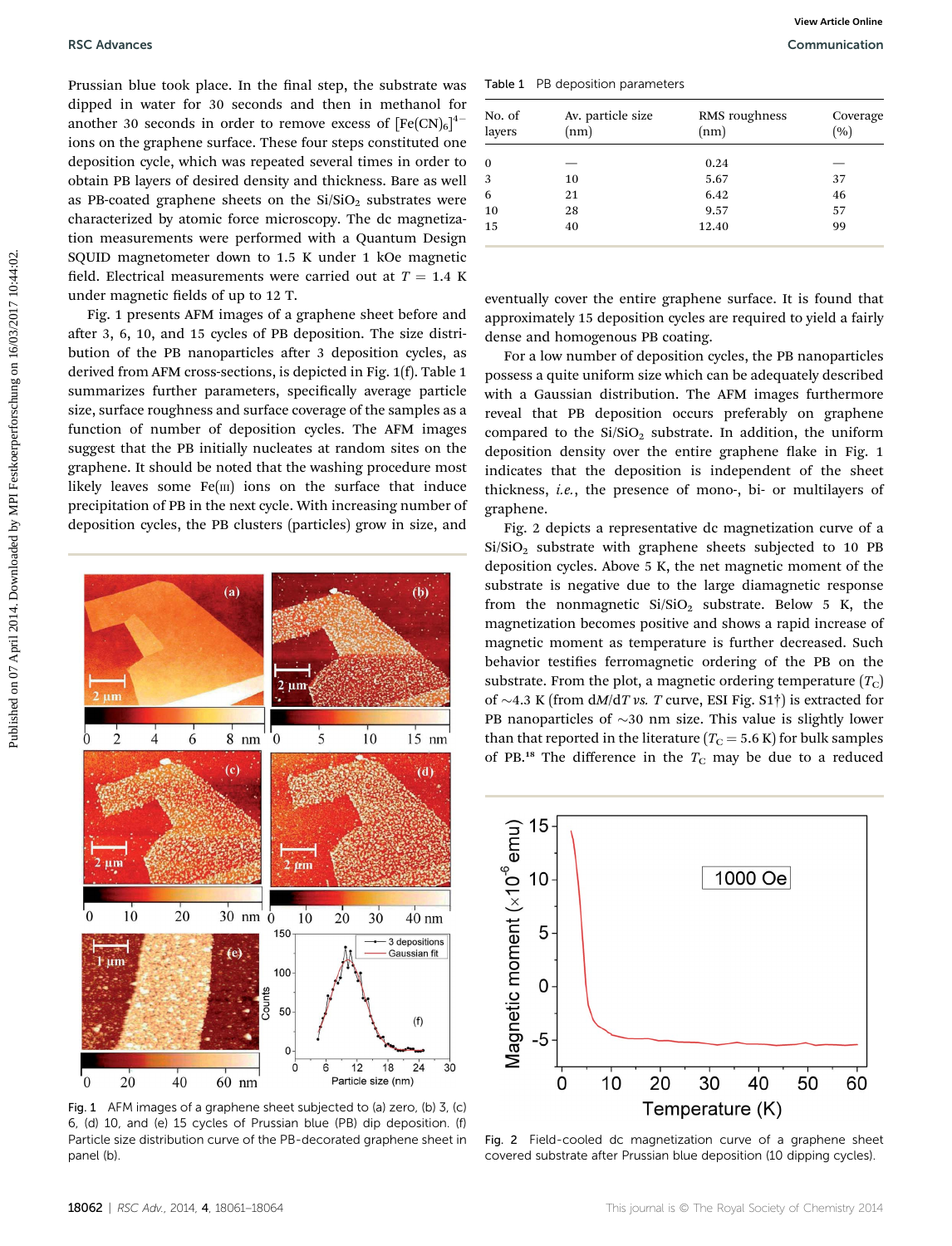Prussian blue took place. In the final step, the substrate was dipped in water for 30 seconds and then in methanol for another 30 seconds in order to remove excess of $[Fe(CN)_6]^{4-}$ ions on the graphene surface. These four steps constituted one deposition cycle, which was repeated several times in order to obtain PB layers of desired density and thickness. Bare as well as PB-coated graphene sheets on the Si/$SiO_2$ substrates were characterized by atomic force microscopy. The dc magnetization measurements were performed with a Quantum Design SQUID magnetometer down to 1.5 K under 1 kOe magnetic field. Electrical measurements were carried out at $T$ = 1.4 K under magnetic fields of up to 12 T.

Fig. 1 presents AFM images of a graphene sheet before and after 3, 6, 10, and 15 cycles of PB deposition. The size distribution of the PB nanoparticles after 3 deposition cycles, as derived from AFM cross-sections, is depicted in Fig. 1(f). Table 1 summarizes further parameters, specifically average particle size, surface roughness and surface coverage of the samples as a function of number of deposition cycles. The AFM images suggest that the PB initially nucleates at random sites on the graphene. It should be noted that the washing procedure most likely leaves some Fe(III) ions on the surface that induce precipitation of PB in the next cycle. With increasing number of deposition cycles, the PB clusters (particles) grow in size, and eventually cover the entire graphene surface. It is found that approximately 15 deposition cycles are required to yield a fairly dense and homogenous PB coating.

Table 1 PB deposition parameters

| No. of layers | Av. particle size (nm) | RMS roughness (nm) | Coverage (%) |
|---|---|---|---|
| 0 | — | 0.24 | — |
| 3 | 10 | 5.67 | 37 |
| 6 | 21 | 6.42 | 46 |
| 10 | 28 | 9.57 | 57 |
| 15 | 40 | 12.40 | 99 |

For a low number of deposition cycles, the PB nanoparticles possess a quite uniform size which can be adequately described with a Gaussian distribution. The AFM images furthermore reveal that PB deposition occurs preferably on graphene compared to the Si/$SiO_2$ substrate. In addition, the uniform deposition density over the entire graphene flake in Fig. 1 indicates that the deposition is independent of the sheet thickness, *i.e.*, the presence of mono-, bi- or multilayers of graphene.

Fig. 2 depicts a representative dc magnetization curve of a Si/$SiO_2$ substrate with graphene sheets subjected to 10 PB deposition cycles. Above 5 K, the net magnetic moment of the substrate is negative due to the large diamagnetic response from the nonmagnetic Si/$SiO_2$ substrate. Below 5 K, the magnetization becomes positive and shows a rapid increase of magnetic moment as temperature is further decreased. Such behavior testifies ferromagnetic ordering of the PB on the substrate. From the plot, a magnetic ordering temperature ($T_C$) of ~4.3 K (from d$M$/d$T$ *vs.* $T$ curve, ESI Fig. S1†) is extracted for PB nanoparticles of ~30 nm size. This value is slightly lower than that reported in the literature ($T_C$ = 5.6 K) for bulk samples of PB.[18] The difference in the $T_C$ may be due to a reduced

Fig. 1 AFM images of a graphene sheet subjected to (a) zero, (b) 3, (c) 6, (d) 10, and (e) 15 cycles of Prussian blue (PB) dip deposition. (f) Particle size distribution curve of the PB-decorated graphene sheet in panel (b).

Fig. 2 Field-cooled dc magnetization curve of a graphene sheet covered substrate after Prussian blue deposition (10 dipping cycles).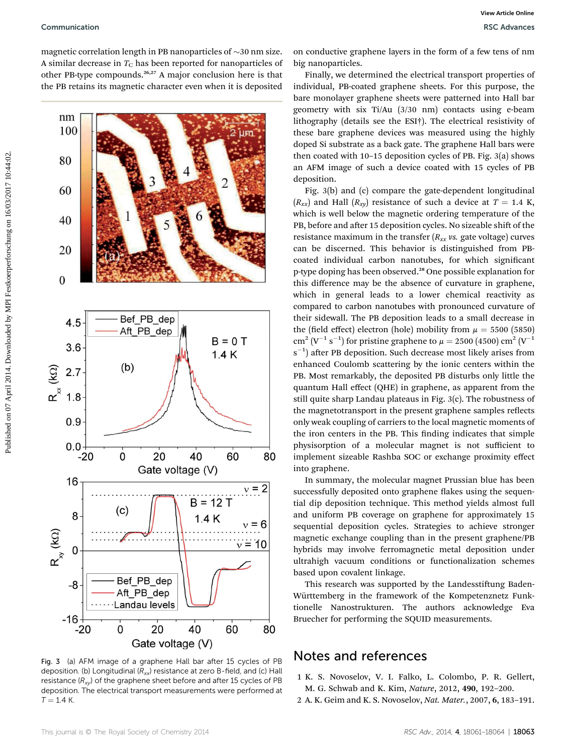magnetic correlation length in PB nanoparticles of ~30 nm size. A similar decrease in $T_C$ has been reported for nanoparticles of other PB-type compounds.[26,27] A major conclusion here is that the PB retains its magnetic character even when it is deposited on conductive graphene layers in the form of a few tens of nm big nanoparticles.

Fig. 3 (a) AFM image of a graphene Hall bar after 15 cycles of PB deposition. (b) Longitudinal ($R_{xx}$) resistance at zero B-field, and (c) Hall resistance ($R_{xy}$) of the graphene sheet before and after 15 cycles of PB deposition. The electrical transport measurements were performed at $T = 1.4$ K.

Finally, we determined the electrical transport properties of individual, PB-coated graphene sheets. For this purpose, the bare monolayer graphene sheets were patterned into Hall bar geometry with six Ti/Au (3/30 nm) contacts using e-beam lithography (details see the ESI†). The electrical resistivity of these bare graphene devices was measured using the highly doped Si substrate as a back gate. The graphene Hall bars were then coated with 10–15 deposition cycles of PB. Fig. 3(a) shows an AFM image of such a device coated with 15 cycles of PB deposition.

Fig. 3(b) and (c) compare the gate-dependent longitudinal ($R_{xx}$) and Hall ($R_{xy}$) resistance of such a device at $T = 1.4$ K, which is well below the magnetic ordering temperature of the PB, before and after 15 deposition cycles. No sizeable shift of the resistance maximum in the transfer ($R_{xx}$ *vs.* gate voltage) curves can be discerned. This behavior is distinguished from PB-coated individual carbon nanotubes, for which significant p-type doping has been observed.[28] One possible explanation for this difference may be the absence of curvature in graphene, which in general leads to a lower chemical reactivity as compared to carbon nanotubes with pronounced curvature of their sidewall. The PB deposition leads to a small decrease in the (field effect) electron (hole) mobility from $\mu = 5500$ (5850) $cm^2 (V^{-1} s^{-1})$ for pristine graphene to $\mu = 2500$ (4500) $cm^2 (V^{-1} s^{-1})$ after PB deposition. Such decrease most likely arises from enhanced Coulomb scattering by the ionic centers within the PB. Most remarkably, the deposited PB disturbs only little the quantum Hall effect (QHE) in graphene, as apparent from the still quite sharp Landau plateaus in Fig. 3(c). The robustness of the magnetotransport in the present graphene samples reflects only weak coupling of carriers to the local magnetic moments of the iron centers in the PB. This finding indicates that simple physisorption of a molecular magnet is not sufficient to implement sizeable Rashba SOC or exchange proximity effect into graphene.

In summary, the molecular magnet Prussian blue has been successfully deposited onto graphene flakes using the sequential dip deposition technique. This method yields almost full and uniform PB coverage on graphene for approximately 15 sequential deposition cycles. Strategies to achieve stronger magnetic exchange coupling than in the present graphene/PB hybrids may involve ferromagnetic metal deposition under ultrahigh vacuum conditions or functionalization schemes based upon covalent linkage.

This research was supported by the Landesstiftung Baden-Württemberg in the framework of the Kompetenznetz Funktionelle Nanostrukturen. The authors acknowledge Eva Bruecher for performing the SQUID measurements.

## Notes and references

1 K. S. Novoselov, V. I. Falko, L. Colombo, P. R. Gellert, M. G. Schwab and K. Kim, *Nature*, 2012, **490**, 192–200.

2 A. K. Geim and K. S. Novoselov, *Nat. Mater.*, 2007, **6**, 183–191.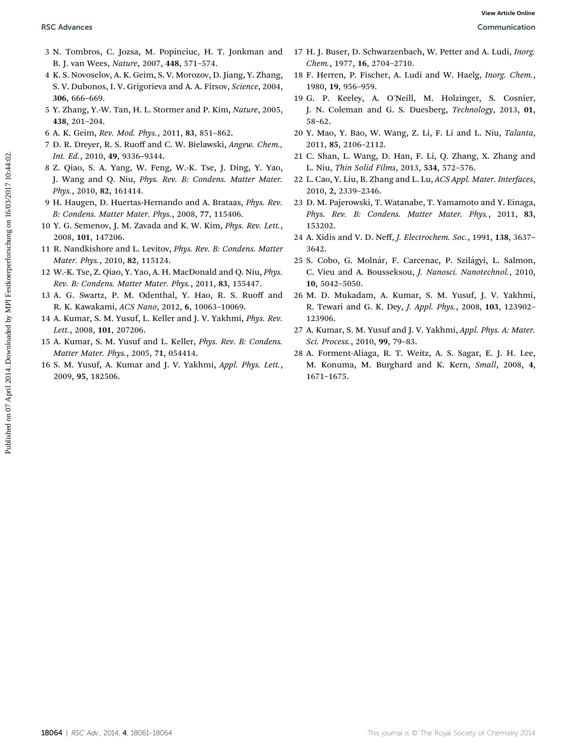3 N. Tombros, C. Jozsa, M. Popinciuc, H. T. Jonkman and B. J. van Wees, *Nature*, 2007, **448**, 571–574.

4 K. S. Novoselov, A. K. Geim, S. V. Morozov, D. Jiang, Y. Zhang, S. V. Dubonos, I. V. Grigorieva and A. A. Firsov, *Science*, 2004, **306**, 666–669.

5 Y. Zhang, Y.-W. Tan, H. L. Stormer and P. Kim, *Nature*, 2005, **438**, 201–204.

6 A. K. Geim, *Rev. Mod. Phys.*, 2011, **83**, 851–862.

7 D. R. Dreyer, R. S. Ruoff and C. W. Bielawski, *Angew. Chem., Int. Ed.*, 2010, **49**, 9336–9344.

8 Z. Qiao, S. A. Yang, W. Feng, W.-K. Tse, J. Ding, Y. Yao, J. Wang and Q. Niu, *Phys. Rev. B: Condens. Matter Mater. Phys.*, 2010, **82**, 161414.

9 H. Haugen, D. Huertas-Hernando and A. Brataas, *Phys. Rev. B: Condens. Matter Mater. Phys.*, 2008, **77**, 115406.

10 Y. G. Semenov, J. M. Zavada and K. W. Kim, *Phys. Rev. Lett.*, 2008, **101**, 147206.

11 R. Nandkishore and L. Levitov, *Phys. Rev. B: Condens. Matter Mater. Phys.*, 2010, **82**, 115124.

12 W.-K. Tse, Z. Qiao, Y. Yao, A. H. MacDonald and Q. Niu, *Phys. Rev. B: Condens. Matter Mater. Phys.*, 2011, **83**, 155447.

13 A. G. Swartz, P. M. Odenthal, Y. Hao, R. S. Ruoff and R. K. Kawakami, *ACS Nano*, 2012, **6**, 10063–10069.

14 A. Kumar, S. M. Yusuf, L. Keller and J. V. Yakhmi, *Phys. Rev. Lett.*, 2008, **101**, 207206.

15 A. Kumar, S. M. Yusuf and L. Keller, *Phys. Rev. B: Condens. Matter Mater. Phys.*, 2005, **71**, 054414.

16 S. M. Yusuf, A. Kumar and J. V. Yakhmi, *Appl. Phys. Lett.*, 2009, **95**, 182506.

17 H. J. Buser, D. Schwarzenbach, W. Petter and A. Ludi, *Inorg. Chem.*, 1977, **16**, 2704–2710.

18 F. Herren, P. Fischer, A. Ludi and W. Haelg, *Inorg. Chem.*, 1980, **19**, 956–959.

19 G. P. Keeley, A. O'Neill, M. Holzinger, S. Cosnier, J. N. Coleman and G. S. Duesberg, *Technology*, 2013, **01**, 58–62.

20 Y. Mao, Y. Bao, W. Wang, Z. Li, F. Li and L. Niu, *Talanta*, 2011, **85**, 2106–2112.

21 C. Shan, L. Wang, D. Han, F. Li, Q. Zhang, X. Zhang and L. Niu, *Thin Solid Films*, 2013, **534**, 572–576.

22 L. Cao, Y. Liu, B. Zhang and L. Lu, *ACS Appl. Mater. Interfaces*, 2010, **2**, 2339–2346.

23 D. M. Pajerowski, T. Watanabe, T. Yamamoto and Y. Einaga, *Phys. Rev. B: Condens. Matter Mater. Phys.*, 2011, **83**, 153202.

24 A. Xidis and V. D. Neff, *J. Electrochem. Soc.*, 1991, **138**, 3637–3642.

25 S. Cobo, G. Molnár, F. Carcenac, P. Szilágyi, L. Salmon, C. Vieu and A. Bousseksou, *J. Nanosci. Nanotechnol.*, 2010, **10**, 5042–5050.

26 M. D. Mukadam, A. Kumar, S. M. Yusuf, J. V. Yakhmi, R. Tewari and G. K. Dey, *J. Appl. Phys.*, 2008, **103**, 123902–123906.

27 A. Kumar, S. M. Yusuf and J. V. Yakhmi, *Appl. Phys. A: Mater. Sci. Process.*, 2010, **99**, 79–83.

28 A. Forment-Aliaga, R. T. Weitz, A. S. Sagar, E. J. H. Lee, M. Konuma, M. Burghard and K. Kern, *Small*, 2008, **4**, 1671–1675.